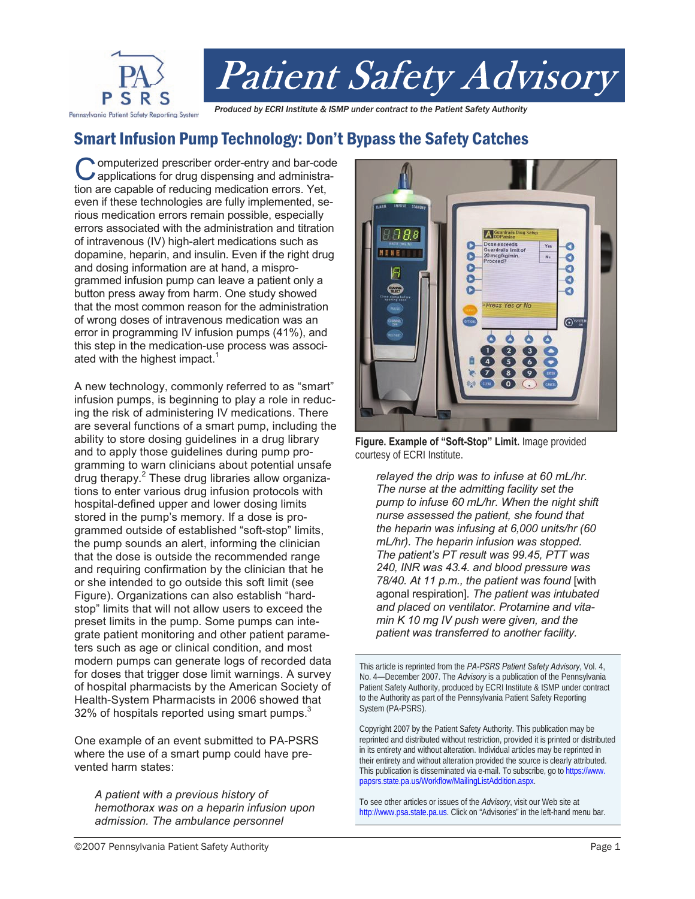# Patient Safety Advisory

*Produced by ECRI Institute & ISMP under contract to the Patient Safety Authority*

## Smart Infusion Pump Technology: Don't Bypass the Safety Catches

Computerized prescriber order-entry and bar-code applications for drug dispensing and administration are capable of reducing medication errors. Yet, even if these technologies are fully implemented, serious medication errors remain possible, especially errors associated with the administration and titration of intravenous (IV) high-alert medications such as dopamine, heparin, and insulin. Even if the right drug and dosing information are at hand, a misprogrammed infusion pump can leave a patient only a button press away from harm. One study showed that the most common reason for the administration of wrong doses of intravenous medication was an error in programming IV infusion pumps (41%), and this step in the medication-use process was associated with the highest impact.[1]

A new technology, commonly referred to as "smart" infusion pumps, is beginning to play a role in reducing the risk of administering IV medications. There are several functions of a smart pump, including the ability to store dosing guidelines in a drug library and to apply those guidelines during pump programming to warn clinicians about potential unsafe drug therapy.[2] These drug libraries allow organizations to enter various drug infusion protocols with hospital-defined upper and lower dosing limits stored in the pump's memory. If a dose is programmed outside of established "soft-stop" limits, the pump sounds an alert, informing the clinician that the dose is outside the recommended range and requiring confirmation by the clinician that he or she intended to go outside this soft limit (see Figure). Organizations can also establish "hard-stop" limits that will not allow users to exceed the preset limits in the pump. Some pumps can integrate patient monitoring and other patient parameters such as age or clinical condition, and most modern pumps can generate logs of recorded data for doses that trigger dose limit warnings. A survey of hospital pharmacists by the American Society of Health-System Pharmacists in 2006 showed that 32% of hospitals reported using smart pumps.[3]

One example of an event submitted to PA-PSRS where the use of a smart pump could have prevented harm states:

> *A patient with a previous history of hemothorax was on a heparin infusion upon admission. The ambulance personnel relayed the drip was to infuse at 60 mL/hr. The nurse at the admitting facility set the pump to infuse 60 mL/hr. When the night shift nurse assessed the patient, she found that the heparin was infusing at 6,000 units/hr (60 mL/hr). The heparin infusion was stopped. The patient's PT result was 99.45, PTT was 240, INR was 43.4. and blood pressure was 78/40. At 11 p.m., the patient was found* [with agonal respiration]. *The patient was intubated and placed on ventilator. Protamine and vitamin K 10 mg IV push were given, and the patient was transferred to another facility.*

**Figure. Example of "Soft-Stop" Limit.** Image provided courtesy of ECRI Institute.

This article is reprinted from the *PA-PSRS Patient Safety Advisory*, Vol. 4, No. 4—December 2007. The *Advisory* is a publication of the Pennsylvania Patient Safety Authority, produced by ECRI Institute & ISMP under contract to the Authority as part of the Pennsylvania Patient Safety Reporting System (PA-PSRS).

Copyright 2007 by the Patient Safety Authority. This publication may be reprinted and distributed without restriction, provided it is printed or distributed in its entirety and without alteration. Individual articles may be reprinted in their entirety and without alteration provided the source is clearly attributed. This publication is disseminated via e-mail. To subscribe, go to https://www.papsrs.state.pa.us/Workflow/MailingListAddition.aspx.

To see other articles or issues of the *Advisory*, visit our Web site at http://www.psa.state.pa.us. Click on "Advisories" in the left-hand menu bar.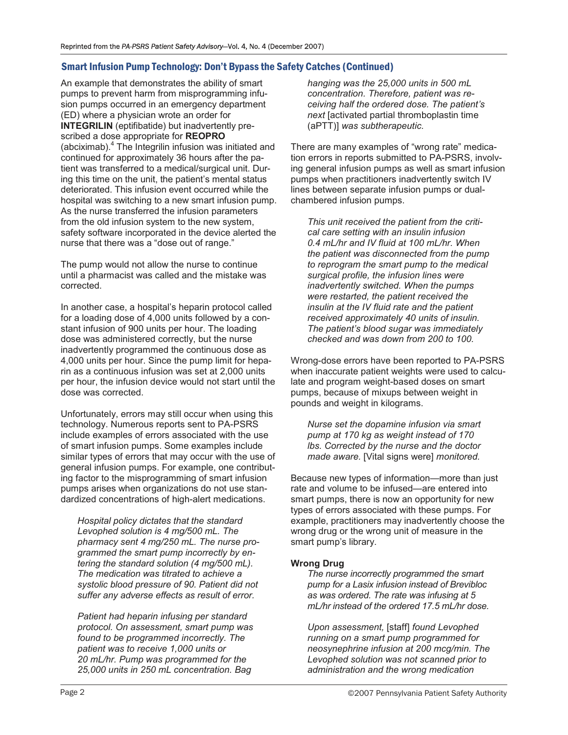## Smart Infusion Pump Technology: Don't Bypass the Safety Catches (Continued)

An example that demonstrates the ability of smart pumps to prevent harm from misprogramming infusion pumps occurred in an emergency department (ED) where a physician wrote an order for **INTEGRILIN** (eptifibatide) but inadvertently prescribed a dose appropriate for **REOPRO** (abciximab).[4] The Integrilin infusion was initiated and continued for approximately 36 hours after the patient was transferred to a medical/surgical unit. During this time on the unit, the patient's mental status deteriorated. This infusion event occurred while the hospital was switching to a new smart infusion pump. As the nurse transferred the infusion parameters from the old infusion system to the new system, safety software incorporated in the device alerted the nurse that there was a "dose out of range."

The pump would not allow the nurse to continue until a pharmacist was called and the mistake was corrected.

In another case, a hospital's heparin protocol called for a loading dose of 4,000 units followed by a constant infusion of 900 units per hour. The loading dose was administered correctly, but the nurse inadvertently programmed the continuous dose as 4,000 units per hour. Since the pump limit for heparin as a continuous infusion was set at 2,000 units per hour, the infusion device would not start until the dose was corrected.

Unfortunately, errors may still occur when using this technology. Numerous reports sent to PA-PSRS include examples of errors associated with the use of smart infusion pumps. Some examples include similar types of errors that may occur with the use of general infusion pumps. For example, one contributing factor to the misprogramming of smart infusion pumps arises when organizations do not use standardized concentrations of high-alert medications.

> *Hospital policy dictates that the standard Levophed solution is 4 mg/500 mL. The pharmacy sent 4 mg/250 mL. The nurse programmed the smart pump incorrectly by entering the standard solution (4 mg/500 mL). The medication was titrated to achieve a systolic blood pressure of 90. Patient did not suffer any adverse effects as result of error.*

> *Patient had heparin infusing per standard protocol. On assessment, smart pump was found to be programmed incorrectly. The patient was to receive 1,000 units or 20 mL/hr. Pump was programmed for the 25,000 units in 250 mL concentration. Bag hanging was the 25,000 units in 500 mL concentration. Therefore, patient was receiving half the ordered dose. The patient's next* [activated partial thromboplastin time (aPTT)] *was subtherapeutic.*

There are many examples of "wrong rate" medication errors in reports submitted to PA-PSRS, involving general infusion pumps as well as smart infusion pumps when practitioners inadvertently switch IV lines between separate infusion pumps or dual-chambered infusion pumps.

> *This unit received the patient from the critical care setting with an insulin infusion 0.4 mL/hr and IV fluid at 100 mL/hr. When the patient was disconnected from the pump to reprogram the smart pump to the medical surgical profile, the infusion lines were inadvertently switched. When the pumps were restarted, the patient received the insulin at the IV fluid rate and the patient received approximately 40 units of insulin. The patient's blood sugar was immediately checked and was down from 200 to 100.*

Wrong-dose errors have been reported to PA-PSRS when inaccurate patient weights were used to calculate and program weight-based doses on smart pumps, because of mixups between weight in pounds and weight in kilograms.

> *Nurse set the dopamine infusion via smart pump at 170 kg as weight instead of 170 lbs. Corrected by the nurse and the doctor made aware.* [Vital signs were] *monitored.*

Because new types of information—more than just rate and volume to be infused—are entered into smart pumps, there is now an opportunity for new types of errors associated with these pumps. For example, practitioners may inadvertently choose the wrong drug or the wrong unit of measure in the smart pump's library.

**Wrong Drug**

> *The nurse incorrectly programmed the smart pump for a Lasix infusion instead of Brevibloc as was ordered. The rate was infusing at 5 mL/hr instead of the ordered 17.5 mL/hr dose.*

> *Upon assessment,* [staff] *found Levophed running on a smart pump programmed for neosynephrine infusion at 200 mcg/min. The Levophed solution was not scanned prior to administration and the wrong medication*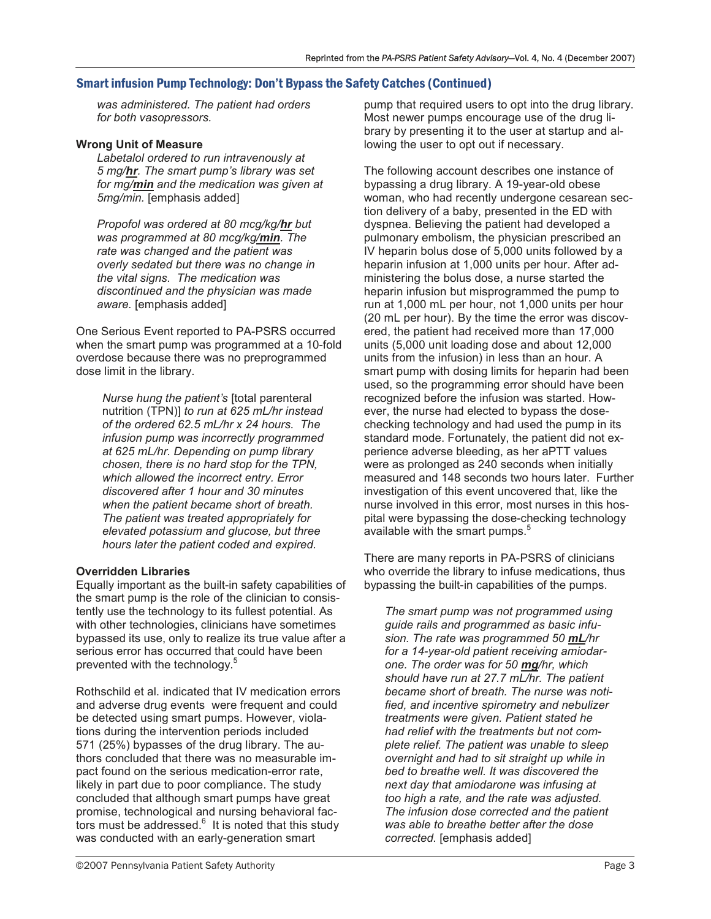## Smart infusion Pump Technology: Don't Bypass the Safety Catches (Continued)

> *was administered. The patient had orders for both vasopressors.*

**Wrong Unit of Measure**

> *Labetalol ordered to run intravenously at 5 mg/**hr**. The smart pump's library was set for mg/**min** and the medication was given at 5mg/min.* [emphasis added]

> *Propofol was ordered at 80 mcg/kg/**hr** but was programmed at 80 mcg/kg/**min**. The rate was changed and the patient was overly sedated but there was no change in the vital signs. The medication was discontinued and the physician was made aware.* [emphasis added]

One Serious Event reported to PA-PSRS occurred when the smart pump was programmed at a 10-fold overdose because there was no preprogrammed dose limit in the library.

> *Nurse hung the patient's* [total parenteral nutrition (TPN)] *to run at 625 mL/hr instead of the ordered 62.5 mL/hr x 24 hours. The infusion pump was incorrectly programmed at 625 mL/hr. Depending on pump library chosen, there is no hard stop for the TPN, which allowed the incorrect entry. Error discovered after 1 hour and 30 minutes when the patient became short of breath. The patient was treated appropriately for elevated potassium and glucose, but three hours later the patient coded and expired.*

**Overridden Libraries**

Equally important as the built-in safety capabilities of the smart pump is the role of the clinician to consistently use the technology to its fullest potential. As with other technologies, clinicians have sometimes bypassed its use, only to realize its true value after a serious error has occurred that could have been prevented with the technology.[5]

Rothschild et al. indicated that IV medication errors and adverse drug events were frequent and could be detected using smart pumps. However, violations during the intervention periods included 571 (25%) bypasses of the drug library. The authors concluded that there was no measurable impact found on the serious medication-error rate, likely in part due to poor compliance. The study concluded that although smart pumps have great promise, technological and nursing behavioral factors must be addressed.[6] It is noted that this study was conducted with an early-generation smart pump that required users to opt into the drug library. Most newer pumps encourage use of the drug library by presenting it to the user at startup and allowing the user to opt out if necessary.

The following account describes one instance of bypassing a drug library. A 19-year-old obese woman, who had recently undergone cesarean section delivery of a baby, presented in the ED with dyspnea. Believing the patient had developed a pulmonary embolism, the physician prescribed an IV heparin bolus dose of 5,000 units followed by a heparin infusion at 1,000 units per hour. After administering the bolus dose, a nurse started the heparin infusion but misprogrammed the pump to run at 1,000 mL per hour, not 1,000 units per hour (20 mL per hour). By the time the error was discovered, the patient had received more than 17,000 units (5,000 unit loading dose and about 12,000 units from the infusion) in less than an hour. A smart pump with dosing limits for heparin had been used, so the programming error should have been recognized before the infusion was started. However, the nurse had elected to bypass the dose-checking technology and had used the pump in its standard mode. Fortunately, the patient did not experience adverse bleeding, as her aPTT values were as prolonged as 240 seconds when initially measured and 148 seconds two hours later. Further investigation of this event uncovered that, like the nurse involved in this error, most nurses in this hospital were bypassing the dose-checking technology available with the smart pumps.[5]

There are many reports in PA-PSRS of clinicians who override the library to infuse medications, thus bypassing the built-in capabilities of the pumps.

> *The smart pump was not programmed using guide rails and programmed as basic infusion. The rate was programmed 50 **mL**/hr for a 14-year-old patient receiving amiodarone. The order was for 50 **mg**/hr, which should have run at 27.7 mL/hr. The patient became short of breath. The nurse was notified, and incentive spirometry and nebulizer treatments were given. Patient stated he had relief with the treatments but not complete relief. The patient was unable to sleep overnight and had to sit straight up while in bed to breathe well. It was discovered the next day that amiodarone was infusing at too high a rate, and the rate was adjusted. The infusion dose corrected and the patient was able to breathe better after the dose corrected.* [emphasis added]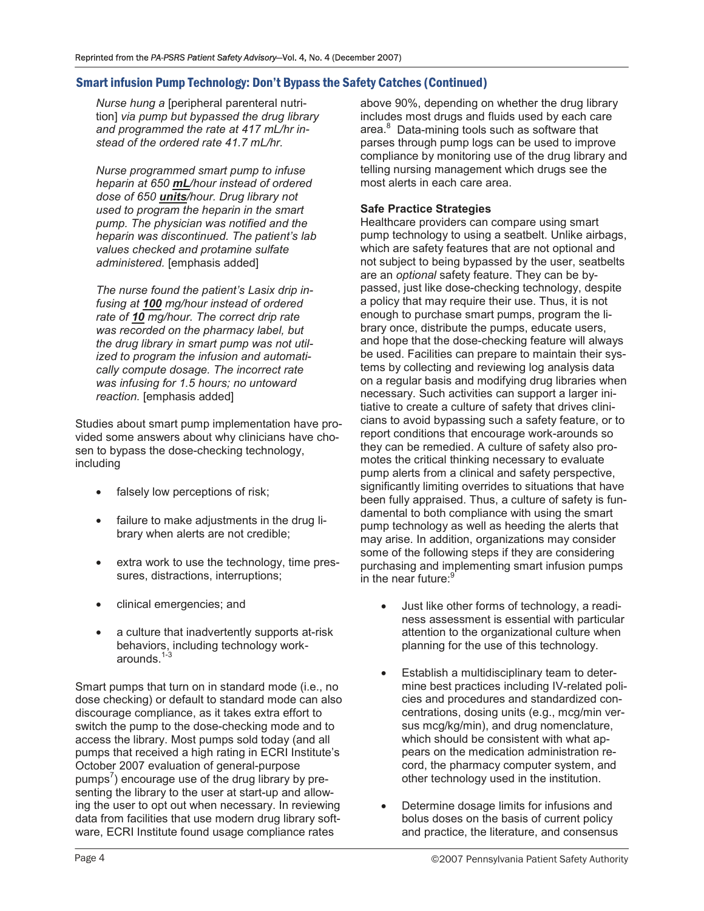## Smart infusion Pump Technology: Don't Bypass the Safety Catches (Continued)

> *Nurse hung a* [peripheral parenteral nutrition] *via pump but bypassed the drug library and programmed the rate at 417 mL/hr instead of the ordered rate 41.7 mL/hr.*
>
> *Nurse programmed smart pump to infuse heparin at 650* ***mL****/hour instead of ordered dose of 650* ***units****/hour. Drug library not used to program the heparin in the smart pump. The physician was notified and the heparin was discontinued. The patient's lab values checked and protamine sulfate administered.* [emphasis added]
>
> *The nurse found the patient's Lasix drip infusing at* ***100*** *mg/hour instead of ordered rate of* ***10*** *mg/hour. The correct drip rate was recorded on the pharmacy label, but the drug library in smart pump was not utilized to program the infusion and automatically compute dosage. The incorrect rate was infusing for 1.5 hours; no untoward reaction.* [emphasis added]

Studies about smart pump implementation have provided some answers about why clinicians have chosen to bypass the dose-checking technology, including

- falsely low perceptions of risk;
- failure to make adjustments in the drug library when alerts are not credible;
- extra work to use the technology, time pressures, distractions, interruptions;
- clinical emergencies; and
- a culture that inadvertently supports at-risk behaviors, including technology workarounds.[1-3]

Smart pumps that turn on in standard mode (i.e., no dose checking) or default to standard mode can also discourage compliance, as it takes extra effort to switch the pump to the dose-checking mode and to access the library. Most pumps sold today (and all pumps that received a high rating in ECRI Institute's October 2007 evaluation of general-purpose pumps[7]) encourage use of the drug library by presenting the library to the user at start-up and allowing the user to opt out when necessary. In reviewing data from facilities that use modern drug library software, ECRI Institute found usage compliance rates above 90%, depending on whether the drug library includes most drugs and fluids used by each care area.[8] Data-mining tools such as software that parses through pump logs can be used to improve compliance by monitoring use of the drug library and telling nursing management which drugs see the most alerts in each care area.

**Safe Practice Strategies**

Healthcare providers can compare using smart pump technology to using a seatbelt. Unlike airbags, which are safety features that are not optional and not subject to being bypassed by the user, seatbelts are an *optional* safety feature. They can be bypassed, just like dose-checking technology, despite a policy that may require their use. Thus, it is not enough to purchase smart pumps, program the library once, distribute the pumps, educate users, and hope that the dose-checking feature will always be used. Facilities can prepare to maintain their systems by collecting and reviewing log analysis data on a regular basis and modifying drug libraries when necessary. Such activities can support a larger initiative to create a culture of safety that drives clinicians to avoid bypassing such a safety feature, or to report conditions that encourage work-arounds so they can be remedied. A culture of safety also promotes the critical thinking necessary to evaluate pump alerts from a clinical and safety perspective, significantly limiting overrides to situations that have been fully appraised. Thus, a culture of safety is fundamental to both compliance with using the smart pump technology as well as heeding the alerts that may arise. In addition, organizations may consider some of the following steps if they are considering purchasing and implementing smart infusion pumps in the near future:[9]

- Just like other forms of technology, a readiness assessment is essential with particular attention to the organizational culture when planning for the use of this technology.
- Establish a multidisciplinary team to determine best practices including IV-related policies and procedures and standardized concentrations, dosing units (e.g., mcg/min versus mcg/kg/min), and drug nomenclature, which should be consistent with what appears on the medication administration record, the pharmacy computer system, and other technology used in the institution.
- Determine dosage limits for infusions and bolus doses on the basis of current policy and practice, the literature, and consensus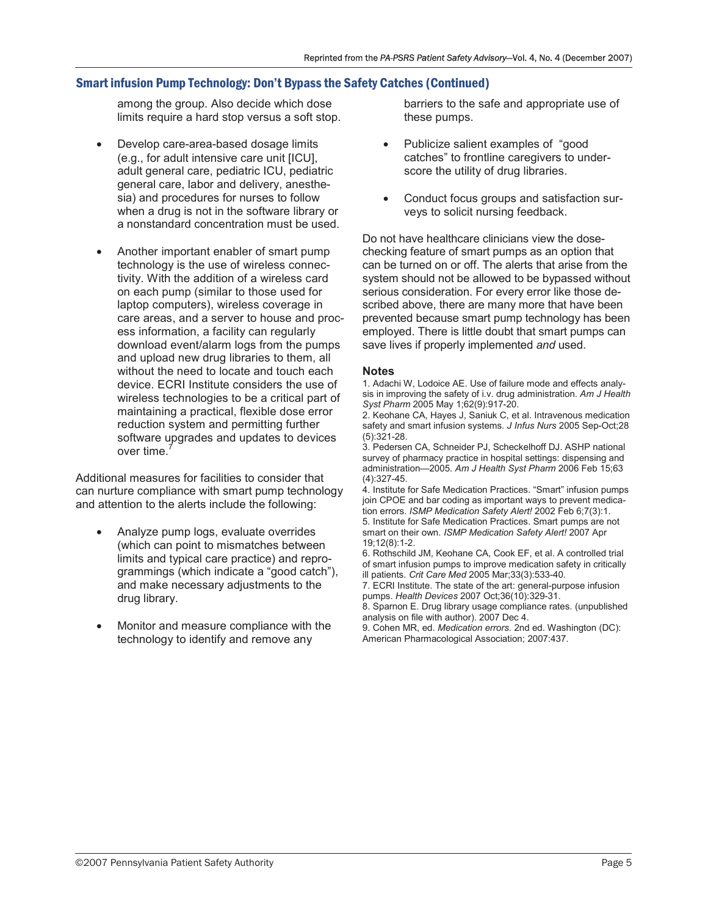## Smart infusion Pump Technology: Don't Bypass the Safety Catches (Continued)

among the group. Also decide which dose limits require a hard stop versus a soft stop.

- Develop care-area-based dosage limits (e.g., for adult intensive care unit [ICU], adult general care, pediatric ICU, pediatric general care, labor and delivery, anesthesia) and procedures for nurses to follow when a drug is not in the software library or a nonstandard concentration must be used.

- Another important enabler of smart pump technology is the use of wireless connectivity. With the addition of a wireless card on each pump (similar to those used for laptop computers), wireless coverage in care areas, and a server to house and process information, a facility can regularly download event/alarm logs from the pumps and upload new drug libraries to them, all without the need to locate and touch each device. ECRI Institute considers the use of wireless technologies to be a critical part of maintaining a practical, flexible dose error reduction system and permitting further software upgrades and updates to devices over time.[7]

Additional measures for facilities to consider that can nurture compliance with smart pump technology and attention to the alerts include the following:

- Analyze pump logs, evaluate overrides (which can point to mismatches between limits and typical care practice) and reprogrammings (which indicate a "good catch"), and make necessary adjustments to the drug library.

- Monitor and measure compliance with the technology to identify and remove any barriers to the safe and appropriate use of these pumps.

- Publicize salient examples of "good catches" to frontline caregivers to underscore the utility of drug libraries.

- Conduct focus groups and satisfaction surveys to solicit nursing feedback.

Do not have healthcare clinicians view the dose-checking feature of smart pumps as an option that can be turned on or off. The alerts that arise from the system should not be allowed to be bypassed without serious consideration. For every error like those described above, there are many more that have been prevented because smart pump technology has been employed. There is little doubt that smart pumps can save lives if properly implemented *and* used.

### Notes

1. Adachi W, Lodoice AE. Use of failure mode and effects analysis in improving the safety of i.v. drug administration. *Am J Health Syst Pharm* 2005 May 1;62(9):917-20.
2. Keohane CA, Hayes J, Saniuk C, et al. Intravenous medication safety and smart infusion systems. *J Infus Nurs* 2005 Sep-Oct;28 (5):321-28.
3. Pedersen CA, Schneider PJ, Scheckelhoff DJ. ASHP national survey of pharmacy practice in hospital settings: dispensing and administration—2005. *Am J Health Syst Pharm* 2006 Feb 15;63 (4):327-45.
4. Institute for Safe Medication Practices. "Smart" infusion pumps join CPOE and bar coding as important ways to prevent medication errors. *ISMP Medication Safety Alert!* 2002 Feb 6;7(3):1.
5. Institute for Safe Medication Practices. Smart pumps are not smart on their own. *ISMP Medication Safety Alert!* 2007 Apr 19;12(8):1-2.
6. Rothschild JM, Keohane CA, Cook EF, et al. A controlled trial of smart infusion pumps to improve medication safety in critically ill patients. *Crit Care Med* 2005 Mar;33(3):533-40.
7. ECRI Institute. The state of the art: general-purpose infusion pumps. *Health Devices* 2007 Oct;36(10):329-31.
8. Sparnon E. Drug library usage compliance rates. (unpublished analysis on file with author). 2007 Dec 4.
9. Cohen MR, ed. *Medication errors.* 2nd ed. Washington (DC): American Pharmacological Association; 2007:437.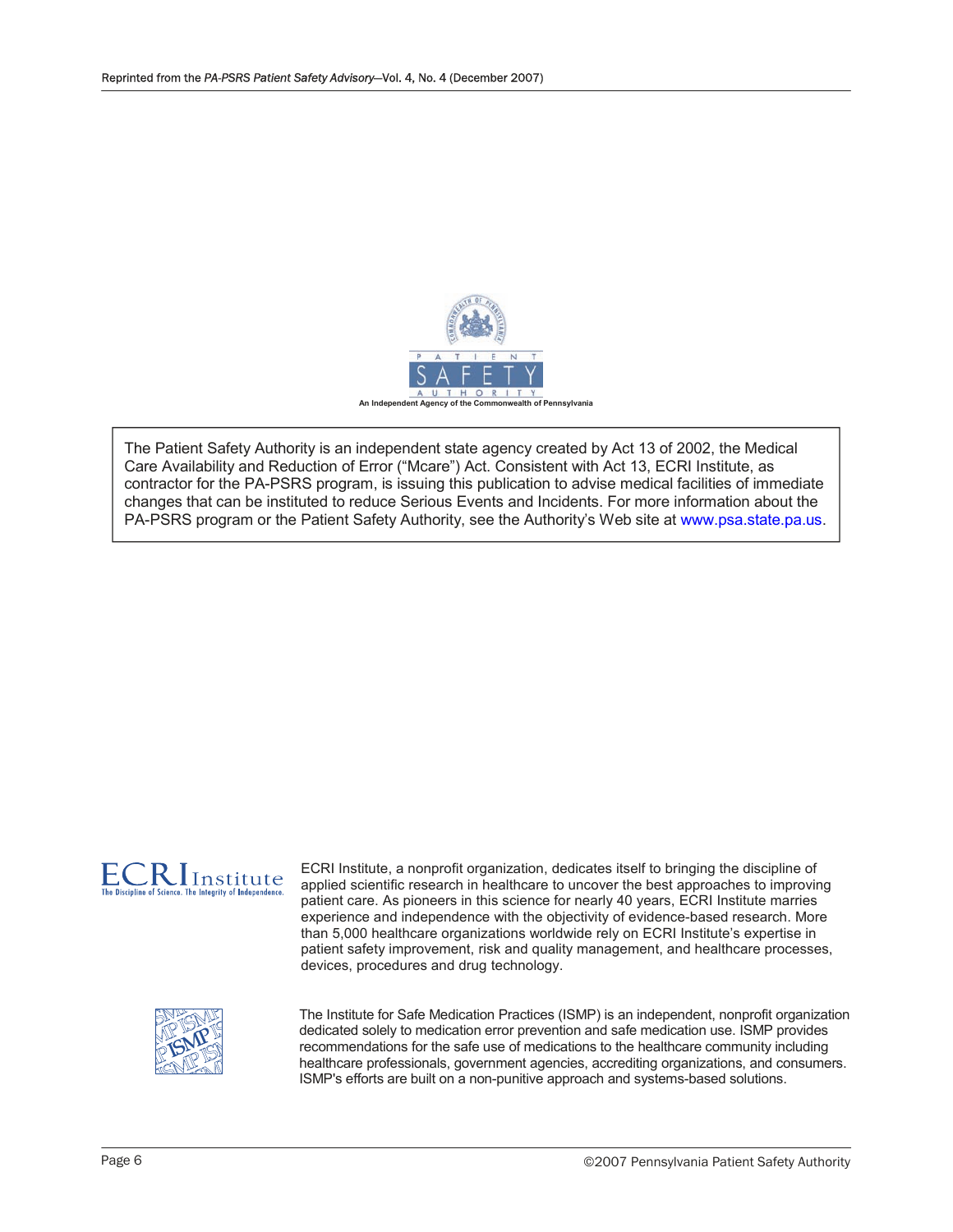PATIENT SAFETY AUTHORITY

An Independent Agency of the Commonwealth of Pennsylvania

The Patient Safety Authority is an independent state agency created by Act 13 of 2002, the Medical Care Availability and Reduction of Error ("Mcare") Act. Consistent with Act 13, ECRI Institute, as contractor for the PA-PSRS program, is issuing this publication to advise medical facilities of immediate changes that can be instituted to reduce Serious Events and Incidents. For more information about the PA-PSRS program or the Patient Safety Authority, see the Authority's Web site at www.psa.state.pa.us.

ECRI Institute

The Discipline of Science. The Integrity of Independence.

ECRI Institute, a nonprofit organization, dedicates itself to bringing the discipline of applied scientific research in healthcare to uncover the best approaches to improving patient care. As pioneers in this science for nearly 40 years, ECRI Institute marries experience and independence with the objectivity of evidence-based research. More than 5,000 healthcare organizations worldwide rely on ECRI Institute's expertise in patient safety improvement, risk and quality management, and healthcare processes, devices, procedures and drug technology.

ISMP

The Institute for Safe Medication Practices (ISMP) is an independent, nonprofit organization dedicated solely to medication error prevention and safe medication use. ISMP provides recommendations for the safe use of medications to the healthcare community including healthcare professionals, government agencies, accrediting organizations, and consumers. ISMP's efforts are built on a non-punitive approach and systems-based solutions.